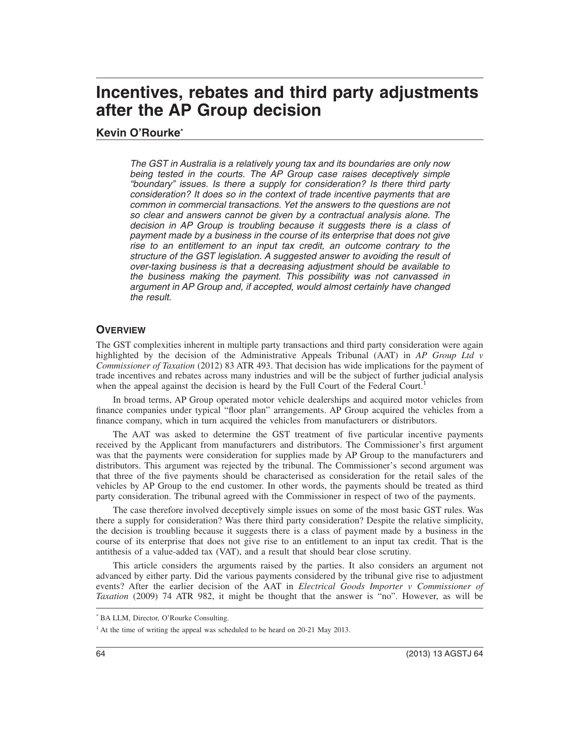# Incentives, rebates and third party adjustments after the AP Group decision

## Kevin O'Rourke*

*The GST in Australia is a relatively young tax and its boundaries are only now being tested in the courts. The AP Group case raises deceptively simple "boundary" issues. Is there a supply for consideration? Is there third party consideration? It does so in the context of trade incentive payments that are common in commercial transactions. Yet the answers to the questions are not so clear and answers cannot be given by a contractual analysis alone. The decision in AP Group is troubling because it suggests there is a class of payment made by a business in the course of its enterprise that does not give rise to an entitlement to an input tax credit, an outcome contrary to the structure of the GST legislation. A suggested answer to avoiding the result of over-taxing business is that a decreasing adjustment should be available to the business making the payment. This possibility was not canvassed in argument in AP Group and, if accepted, would almost certainly have changed the result.*

## OVERVIEW

The GST complexities inherent in multiple party transactions and third party consideration were again highlighted by the decision of the Administrative Appeals Tribunal (AAT) in *AP Group Ltd v Commissioner of Taxation* (2012) 83 ATR 493. That decision has wide implications for the payment of trade incentives and rebates across many industries and will be the subject of further judicial analysis when the appeal against the decision is heard by the Full Court of the Federal Court.[1]

In broad terms, AP Group operated motor vehicle dealerships and acquired motor vehicles from finance companies under typical "floor plan" arrangements. AP Group acquired the vehicles from a finance company, which in turn acquired the vehicles from manufacturers or distributors.

The AAT was asked to determine the GST treatment of five particular incentive payments received by the Applicant from manufacturers and distributors. The Commissioner's first argument was that the payments were consideration for supplies made by AP Group to the manufacturers and distributors. This argument was rejected by the tribunal. The Commissioner's second argument was that three of the five payments should be characterised as consideration for the retail sales of the vehicles by AP Group to the end customer. In other words, the payments should be treated as third party consideration. The tribunal agreed with the Commissioner in respect of two of the payments.

The case therefore involved deceptively simple issues on some of the most basic GST rules. Was there a supply for consideration? Was there third party consideration? Despite the relative simplicity, the decision is troubling because it suggests there is a class of payment made by a business in the course of its enterprise that does not give rise to an entitlement to an input tax credit. That is the antithesis of a value-added tax (VAT), and a result that should bear close scrutiny.

This article considers the arguments raised by the parties. It also considers an argument not advanced by either party. Did the various payments considered by the tribunal give rise to adjustment events? After the earlier decision of the AAT in *Electrical Goods Importer v Commissioner of Taxation* (2009) 74 ATR 982, it might be thought that the answer is "no". However, as will be

---

\* BA LLM, Director, O'Rourke Consulting.

[1] At the time of writing the appeal was scheduled to be heard on 20-21 May 2013.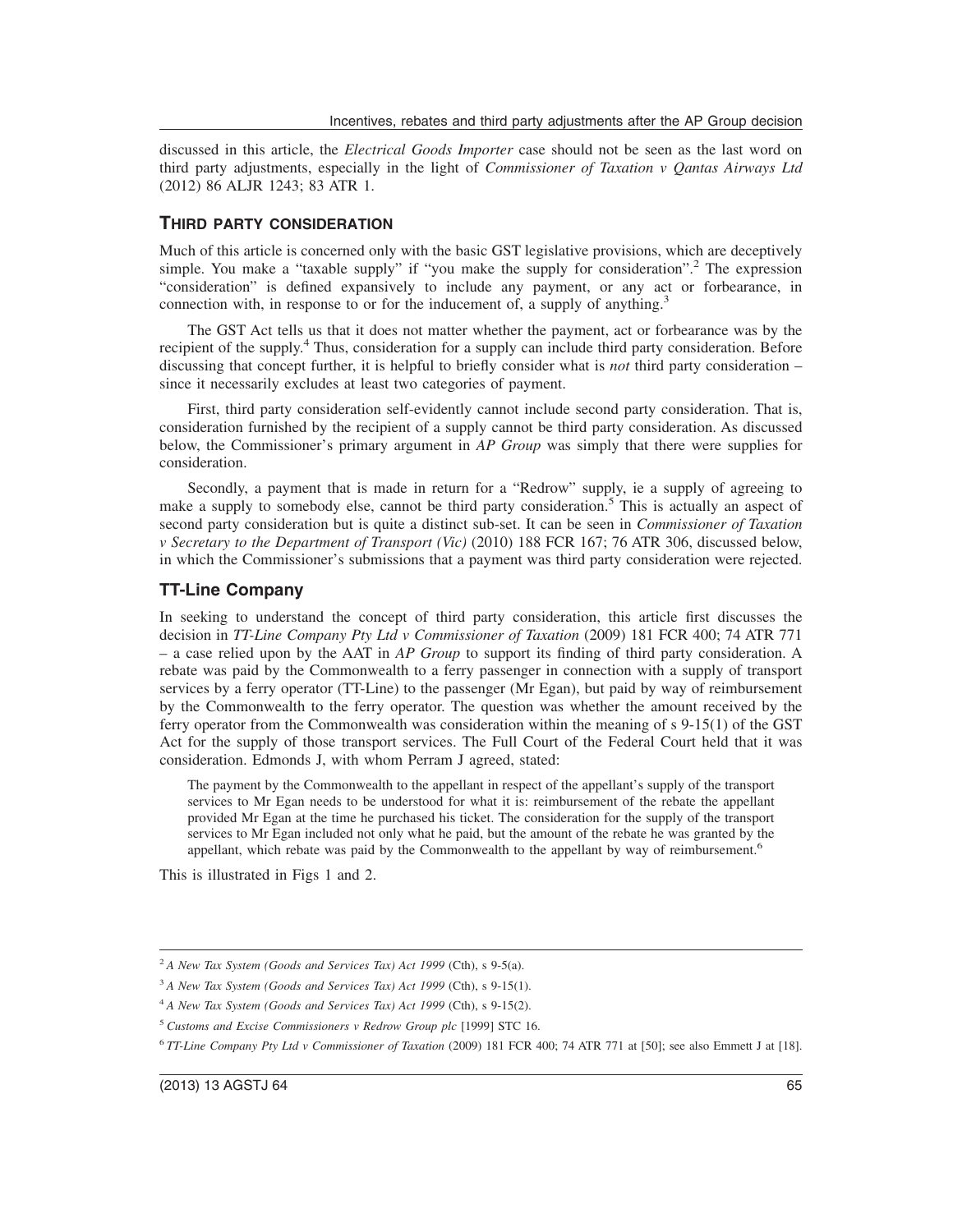discussed in this article, the *Electrical Goods Importer* case should not be seen as the last word on third party adjustments, especially in the light of *Commissioner of Taxation v Qantas Airways Ltd* (2012) 86 ALJR 1243; 83 ATR 1.

## THIRD PARTY CONSIDERATION

Much of this article is concerned only with the basic GST legislative provisions, which are deceptively simple. You make a "taxable supply" if "you make the supply for consideration".[2] The expression "consideration" is defined expansively to include any payment, or any act or forbearance, in connection with, in response to or for the inducement of, a supply of anything.[3]

The GST Act tells us that it does not matter whether the payment, act or forbearance was by the recipient of the supply.[4] Thus, consideration for a supply can include third party consideration. Before discussing that concept further, it is helpful to briefly consider what is *not* third party consideration – since it necessarily excludes at least two categories of payment.

First, third party consideration self-evidently cannot include second party consideration. That is, consideration furnished by the recipient of a supply cannot be third party consideration. As discussed below, the Commissioner's primary argument in *AP Group* was simply that there were supplies for consideration.

Secondly, a payment that is made in return for a "Redrow" supply, ie a supply of agreeing to make a supply to somebody else, cannot be third party consideration.[5] This is actually an aspect of second party consideration but is quite a distinct sub-set. It can be seen in *Commissioner of Taxation v Secretary to the Department of Transport (Vic)* (2010) 188 FCR 167; 76 ATR 306, discussed below, in which the Commissioner's submissions that a payment was third party consideration were rejected.

### TT-Line Company

In seeking to understand the concept of third party consideration, this article first discusses the decision in *TT-Line Company Pty Ltd v Commissioner of Taxation* (2009) 181 FCR 400; 74 ATR 771 – a case relied upon by the AAT in *AP Group* to support its finding of third party consideration. A rebate was paid by the Commonwealth to a ferry passenger in connection with a supply of transport services by a ferry operator (TT-Line) to the passenger (Mr Egan), but paid by way of reimbursement by the Commonwealth to the ferry operator. The question was whether the amount received by the ferry operator from the Commonwealth was consideration within the meaning of s 9-15(1) of the GST Act for the supply of those transport services. The Full Court of the Federal Court held that it was consideration. Edmonds J, with whom Perram J agreed, stated:

> The payment by the Commonwealth to the appellant in respect of the appellant's supply of the transport services to Mr Egan needs to be understood for what it is: reimbursement of the rebate the appellant provided Mr Egan at the time he purchased his ticket. The consideration for the supply of the transport services to Mr Egan included not only what he paid, but the amount of the rebate he was granted by the appellant, which rebate was paid by the Commonwealth to the appellant by way of reimbursement.[6]

This is illustrated in Figs 1 and 2.

---

[2] *A New Tax System (Goods and Services Tax) Act 1999* (Cth), s 9-5(a).

[3] *A New Tax System (Goods and Services Tax) Act 1999* (Cth), s 9-15(1).

[4] *A New Tax System (Goods and Services Tax) Act 1999* (Cth), s 9-15(2).

[5] *Customs and Excise Commissioners v Redrow Group plc* [1999] STC 16.

[6] *TT-Line Company Pty Ltd v Commissioner of Taxation* (2009) 181 FCR 400; 74 ATR 771 at [50]; see also Emmett J at [18].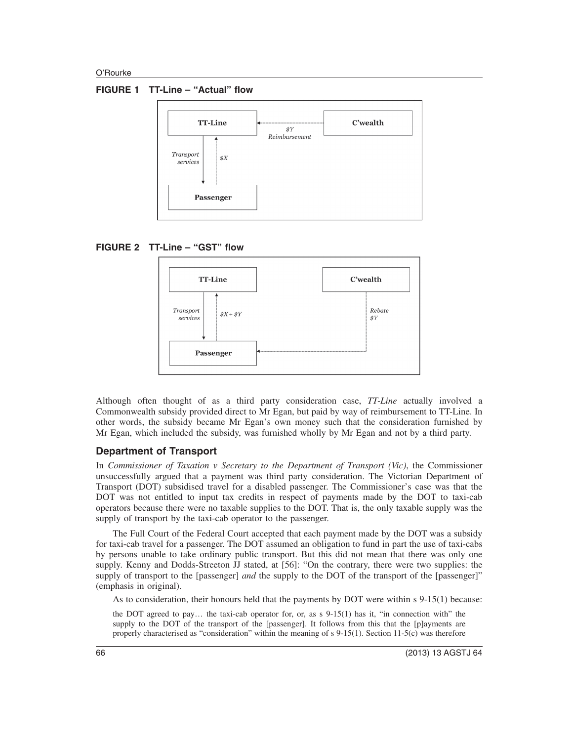**FIGURE 1 TT-Line – "Actual" flow**

TT-Line

C'wealth

$Y

Reimbursement

Transport services

$X

Passenger

**FIGURE 2 TT-Line – "GST" flow**

TT-Line

C'wealth

Transport services

$X + $Y

Rebate

$Y

Passenger

Although often thought of as a third party consideration case, *TT-Line* actually involved a Commonwealth subsidy provided direct to Mr Egan, but paid by way of reimbursement to TT-Line. In other words, the subsidy became Mr Egan's own money such that the consideration furnished by Mr Egan, which included the subsidy, was furnished wholly by Mr Egan and not by a third party.

## Department of Transport

In *Commissioner of Taxation v Secretary to the Department of Transport (Vic)*, the Commissioner unsuccessfully argued that a payment was third party consideration. The Victorian Department of Transport (DOT) subsidised travel for a disabled passenger. The Commissioner's case was that the DOT was not entitled to input tax credits in respect of payments made by the DOT to taxi-cab operators because there were no taxable supplies to the DOT. That is, the only taxable supply was the supply of transport by the taxi-cab operator to the passenger.

The Full Court of the Federal Court accepted that each payment made by the DOT was a subsidy for taxi-cab travel for a passenger. The DOT assumed an obligation to fund in part the use of taxi-cabs by persons unable to take ordinary public transport. But this did not mean that there was only one supply. Kenny and Dodds-Streeton JJ stated, at [56]: "On the contrary, there were two supplies: the supply of transport to the [passenger] *and* the supply to the DOT of the transport of the [passenger]" (emphasis in original).

As to consideration, their honours held that the payments by DOT were within s 9-15(1) because:

> the DOT agreed to pay… the taxi-cab operator for, or, as s 9-15(1) has it, "in connection with" the supply to the DOT of the transport of the [passenger]. It follows from this that the [p]ayments are properly characterised as "consideration" within the meaning of s 9-15(1). Section 11-5(c) was therefore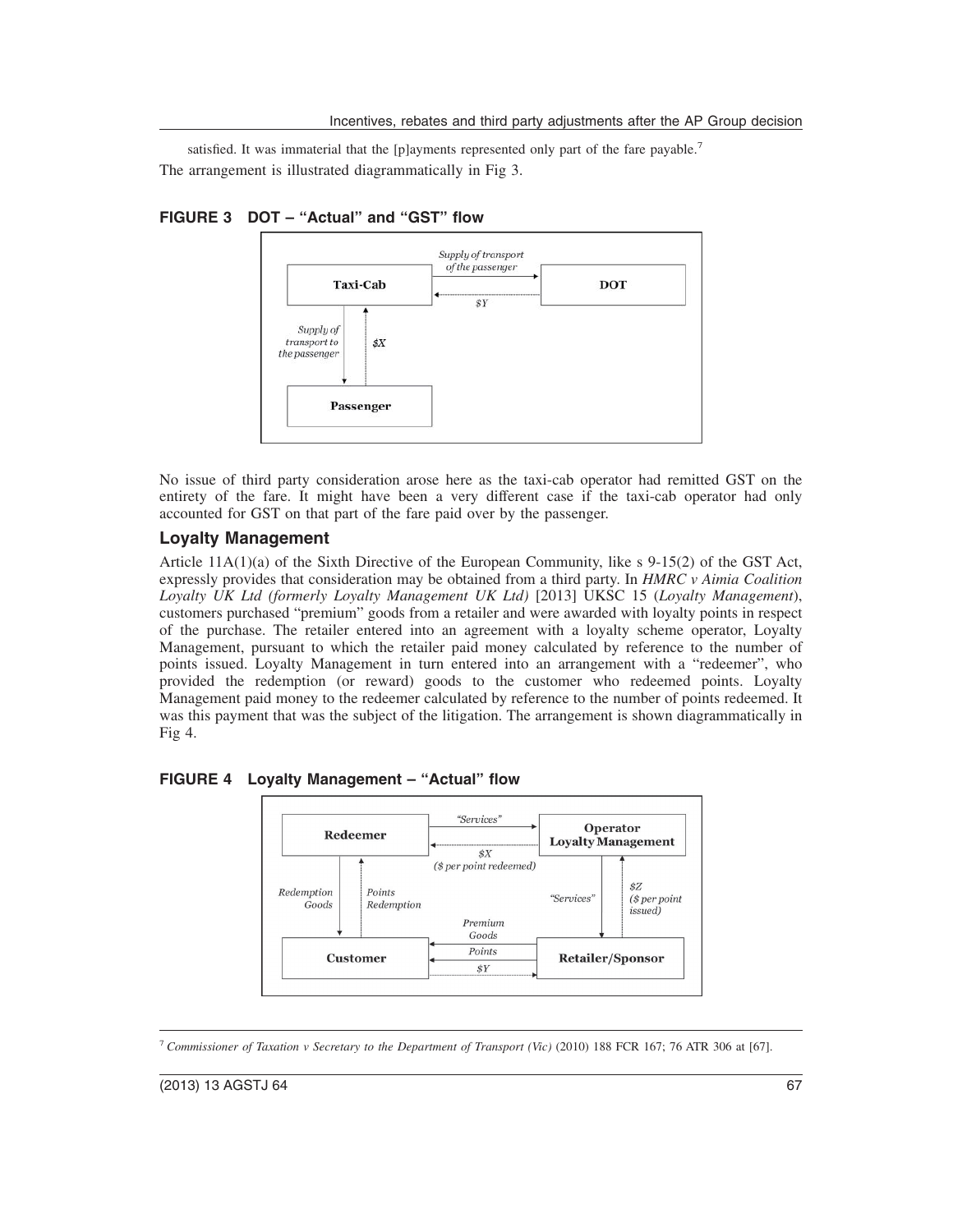satisfied. It was immaterial that the [p]ayments represented only part of the fare payable.[7]

The arrangement is illustrated diagrammatically in Fig 3.

**FIGURE 3 DOT – "Actual" and "GST" flow**

Taxi-Cab
DOT
Passenger
*Supply of transport of the passenger*
*$Y*
*Supply of transport to the passenger*
*$X*

No issue of third party consideration arose here as the taxi-cab operator had remitted GST on the entirety of the fare. It might have been a very different case if the taxi-cab operator had only accounted for GST on that part of the fare paid over by the passenger.

## Loyalty Management

Article 11A(1)(a) of the Sixth Directive of the European Community, like s 9-15(2) of the GST Act, expressly provides that consideration may be obtained from a third party. In *HMRC v Aimia Coalition Loyalty UK Ltd (formerly Loyalty Management UK Ltd)* [2013] UKSC 15 (*Loyalty Management*), customers purchased "premium" goods from a retailer and were awarded with loyalty points in respect of the purchase. The retailer entered into an agreement with a loyalty scheme operator, Loyalty Management, pursuant to which the retailer paid money calculated by reference to the number of points issued. Loyalty Management in turn entered into an arrangement with a "redeemer", who provided the redemption (or reward) goods to the customer who redeemed points. Loyalty Management paid money to the redeemer calculated by reference to the number of points redeemed. It was this payment that was the subject of the litigation. The arrangement is shown diagrammatically in Fig 4.

**FIGURE 4 Loyalty Management – "Actual" flow**

Redeemer
Operator Loyalty Management
Customer
Retailer/Sponsor
*"Services"*
*$X ($ per point redeemed)*
*Redemption Goods*
*Points Redemption*
*"Services"*
*$Z ($ per point issued)*
*Premium Goods*
*Points*
*$Y*

[7] *Commissioner of Taxation v Secretary to the Department of Transport (Vic)* (2010) 188 FCR 167; 76 ATR 306 at [67].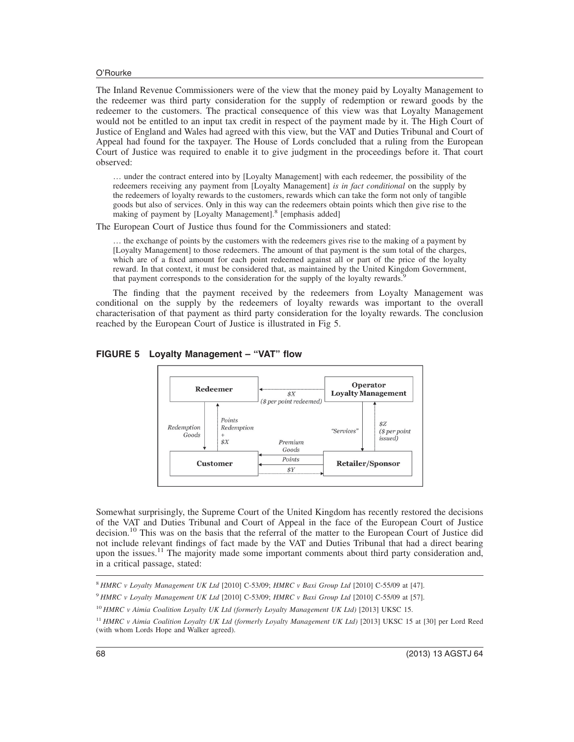The Inland Revenue Commissioners were of the view that the money paid by Loyalty Management to the redeemer was third party consideration for the supply of redemption or reward goods by the redeemer to the customers. The practical consequence of this view was that Loyalty Management would not be entitled to an input tax credit in respect of the payment made by it. The High Court of Justice of England and Wales had agreed with this view, but the VAT and Duties Tribunal and Court of Appeal had found for the taxpayer. The House of Lords concluded that a ruling from the European Court of Justice was required to enable it to give judgment in the proceedings before it. That court observed:

> … under the contract entered into by [Loyalty Management] with each redeemer, the possibility of the redeemers receiving any payment from [Loyalty Management] *is in fact conditional* on the supply by the redeemers of loyalty rewards to the customers, rewards which can take the form not only of tangible goods but also of services. Only in this way can the redeemers obtain points which then give rise to the making of payment by [Loyalty Management].[8] [emphasis added]

The European Court of Justice thus found for the Commissioners and stated:

> … the exchange of points by the customers with the redeemers gives rise to the making of a payment by [Loyalty Management] to those redeemers. The amount of that payment is the sum total of the charges, which are of a fixed amount for each point redeemed against all or part of the price of the loyalty reward. In that context, it must be considered that, as maintained by the United Kingdom Government, that payment corresponds to the consideration for the supply of the loyalty rewards.[9]

The finding that the payment received by the redeemers from Loyalty Management was conditional on the supply by the redeemers of loyalty rewards was important to the overall characterisation of that payment as third party consideration for the loyalty rewards. The conclusion reached by the European Court of Justice is illustrated in Fig 5.

**FIGURE 5 Loyalty Management – "VAT" flow**

Redeemer
Operator Loyalty Management
$X ($ per point redeemed)
Redemption Goods
Points Redemption + $X
"Services"
$Z ($ per point issued)
Premium Goods
Points
$Y
Customer
Retailer/Sponsor

Somewhat surprisingly, the Supreme Court of the United Kingdom has recently restored the decisions of the VAT and Duties Tribunal and Court of Appeal in the face of the European Court of Justice decision.[10] This was on the basis that the referral of the matter to the European Court of Justice did not include relevant findings of fact made by the VAT and Duties Tribunal that had a direct bearing upon the issues.[11] The majority made some important comments about third party consideration and, in a critical passage, stated:

---

[8] *HMRC v Loyalty Management UK Ltd* [2010] C-53/09; *HMRC v Baxi Group Ltd* [2010] C-55/09 at [47].

[9] *HMRC v Loyalty Management UK Ltd* [2010] C-53/09; *HMRC v Baxi Group Ltd* [2010] C-55/09 at [57].

[10] *HMRC v Aimia Coalition Loyalty UK Ltd (formerly Loyalty Management UK Ltd)* [2013] UKSC 15.

[11] *HMRC v Aimia Coalition Loyalty UK Ltd (formerly Loyalty Management UK Ltd)* [2013] UKSC 15 at [30] per Lord Reed (with whom Lords Hope and Walker agreed).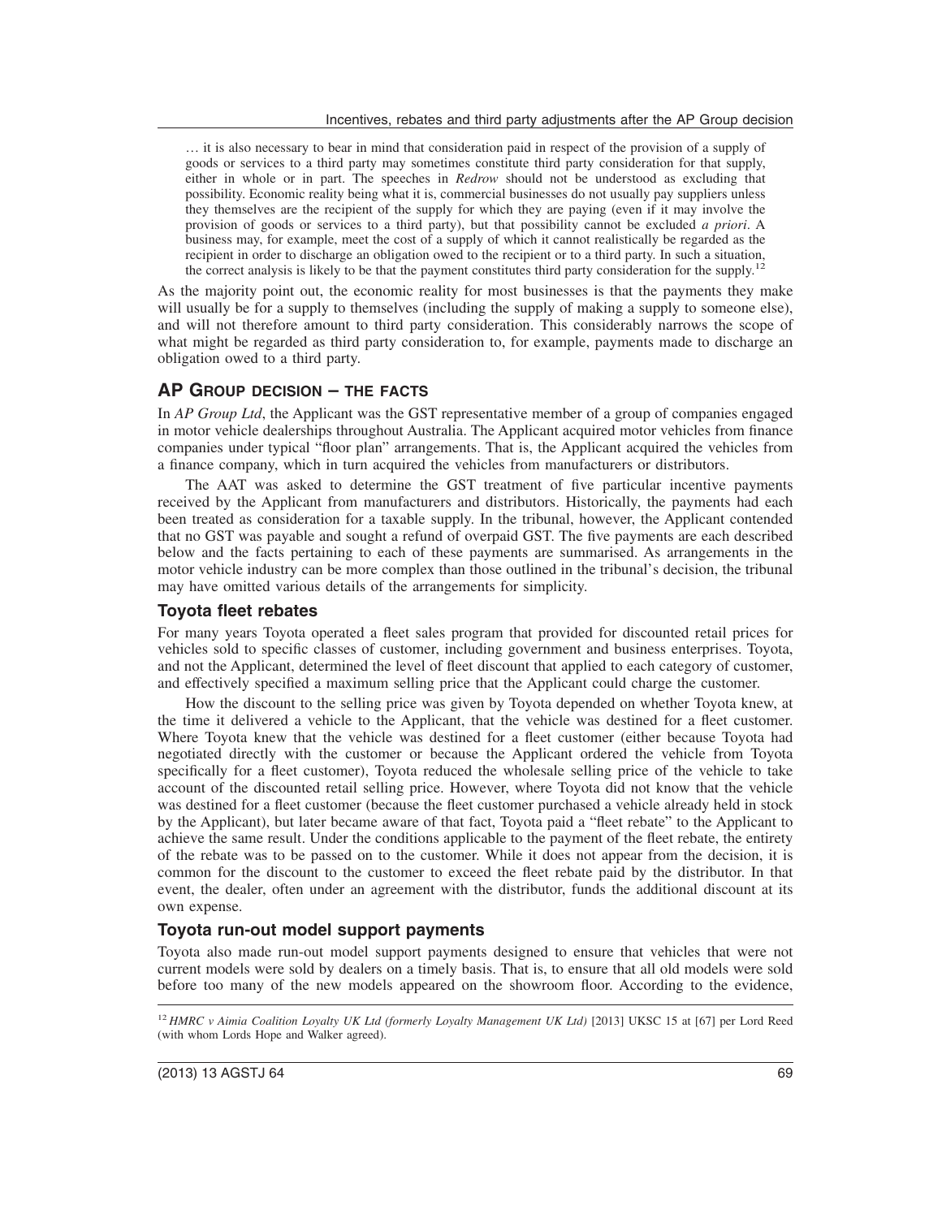> … it is also necessary to bear in mind that consideration paid in respect of the provision of a supply of goods or services to a third party may sometimes constitute third party consideration for that supply, either in whole or in part. The speeches in *Redrow* should not be understood as excluding that possibility. Economic reality being what it is, commercial businesses do not usually pay suppliers unless they themselves are the recipient of the supply for which they are paying (even if it may involve the provision of goods or services to a third party), but that possibility cannot be excluded *a priori*. A business may, for example, meet the cost of a supply of which it cannot realistically be regarded as the recipient in order to discharge an obligation owed to the recipient or to a third party. In such a situation, the correct analysis is likely to be that the payment constitutes third party consideration for the supply.[12]

As the majority point out, the economic reality for most businesses is that the payments they make will usually be for a supply to themselves (including the supply of making a supply to someone else), and will not therefore amount to third party consideration. This considerably narrows the scope of what might be regarded as third party consideration to, for example, payments made to discharge an obligation owed to a third party.

## AP GROUP DECISION – THE FACTS

In *AP Group Ltd*, the Applicant was the GST representative member of a group of companies engaged in motor vehicle dealerships throughout Australia. The Applicant acquired motor vehicles from finance companies under typical "floor plan" arrangements. That is, the Applicant acquired the vehicles from a finance company, which in turn acquired the vehicles from manufacturers or distributors.

The AAT was asked to determine the GST treatment of five particular incentive payments received by the Applicant from manufacturers and distributors. Historically, the payments had each been treated as consideration for a taxable supply. In the tribunal, however, the Applicant contended that no GST was payable and sought a refund of overpaid GST. The five payments are each described below and the facts pertaining to each of these payments are summarised. As arrangements in the motor vehicle industry can be more complex than those outlined in the tribunal's decision, the tribunal may have omitted various details of the arrangements for simplicity.

### Toyota fleet rebates

For many years Toyota operated a fleet sales program that provided for discounted retail prices for vehicles sold to specific classes of customer, including government and business enterprises. Toyota, and not the Applicant, determined the level of fleet discount that applied to each category of customer, and effectively specified a maximum selling price that the Applicant could charge the customer.

How the discount to the selling price was given by Toyota depended on whether Toyota knew, at the time it delivered a vehicle to the Applicant, that the vehicle was destined for a fleet customer. Where Toyota knew that the vehicle was destined for a fleet customer (either because Toyota had negotiated directly with the customer or because the Applicant ordered the vehicle from Toyota specifically for a fleet customer), Toyota reduced the wholesale selling price of the vehicle to take account of the discounted retail selling price. However, where Toyota did not know that the vehicle was destined for a fleet customer (because the fleet customer purchased a vehicle already held in stock by the Applicant), but later became aware of that fact, Toyota paid a "fleet rebate" to the Applicant to achieve the same result. Under the conditions applicable to the payment of the fleet rebate, the entirety of the rebate was to be passed on to the customer. While it does not appear from the decision, it is common for the discount to the customer to exceed the fleet rebate paid by the distributor. In that event, the dealer, often under an agreement with the distributor, funds the additional discount at its own expense.

### Toyota run-out model support payments

Toyota also made run-out model support payments designed to ensure that vehicles that were not current models were sold by dealers on a timely basis. That is, to ensure that all old models were sold before too many of the new models appeared on the showroom floor. According to the evidence,

---

[12] *HMRC v Aimia Coalition Loyalty UK Ltd (formerly Loyalty Management UK Ltd)* [2013] UKSC 15 at [67] per Lord Reed (with whom Lords Hope and Walker agreed).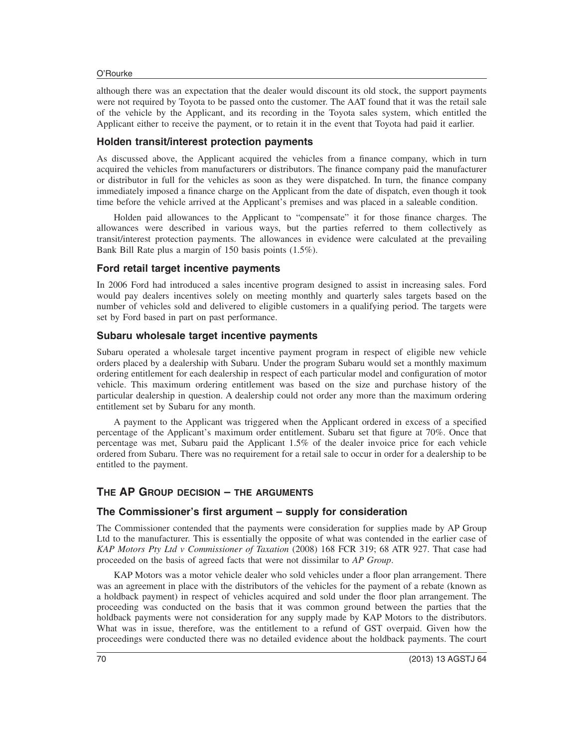although there was an expectation that the dealer would discount its old stock, the support payments were not required by Toyota to be passed onto the customer. The AAT found that it was the retail sale of the vehicle by the Applicant, and its recording in the Toyota sales system, which entitled the Applicant either to receive the payment, or to retain it in the event that Toyota had paid it earlier.

### Holden transit/interest protection payments

As discussed above, the Applicant acquired the vehicles from a finance company, which in turn acquired the vehicles from manufacturers or distributors. The finance company paid the manufacturer or distributor in full for the vehicles as soon as they were dispatched. In turn, the finance company immediately imposed a finance charge on the Applicant from the date of dispatch, even though it took time before the vehicle arrived at the Applicant's premises and was placed in a saleable condition.

Holden paid allowances to the Applicant to "compensate" it for those finance charges. The allowances were described in various ways, but the parties referred to them collectively as transit/interest protection payments. The allowances in evidence were calculated at the prevailing Bank Bill Rate plus a margin of 150 basis points (1.5%).

### Ford retail target incentive payments

In 2006 Ford had introduced a sales incentive program designed to assist in increasing sales. Ford would pay dealers incentives solely on meeting monthly and quarterly sales targets based on the number of vehicles sold and delivered to eligible customers in a qualifying period. The targets were set by Ford based in part on past performance.

### Subaru wholesale target incentive payments

Subaru operated a wholesale target incentive payment program in respect of eligible new vehicle orders placed by a dealership with Subaru. Under the program Subaru would set a monthly maximum ordering entitlement for each dealership in respect of each particular model and configuration of motor vehicle. This maximum ordering entitlement was based on the size and purchase history of the particular dealership in question. A dealership could not order any more than the maximum ordering entitlement set by Subaru for any month.

A payment to the Applicant was triggered when the Applicant ordered in excess of a specified percentage of the Applicant's maximum order entitlement. Subaru set that figure at 70%. Once that percentage was met, Subaru paid the Applicant 1.5% of the dealer invoice price for each vehicle ordered from Subaru. There was no requirement for a retail sale to occur in order for a dealership to be entitled to the payment.

## THE AP GROUP DECISION – THE ARGUMENTS

### The Commissioner's first argument – supply for consideration

The Commissioner contended that the payments were consideration for supplies made by AP Group Ltd to the manufacturer. This is essentially the opposite of what was contended in the earlier case of *KAP Motors Pty Ltd v Commissioner of Taxation* (2008) 168 FCR 319; 68 ATR 927. That case had proceeded on the basis of agreed facts that were not dissimilar to *AP Group*.

KAP Motors was a motor vehicle dealer who sold vehicles under a floor plan arrangement. There was an agreement in place with the distributors of the vehicles for the payment of a rebate (known as a holdback payment) in respect of vehicles acquired and sold under the floor plan arrangement. The proceeding was conducted on the basis that it was common ground between the parties that the holdback payments were not consideration for any supply made by KAP Motors to the distributors. What was in issue, therefore, was the entitlement to a refund of GST overpaid. Given how the proceedings were conducted there was no detailed evidence about the holdback payments. The court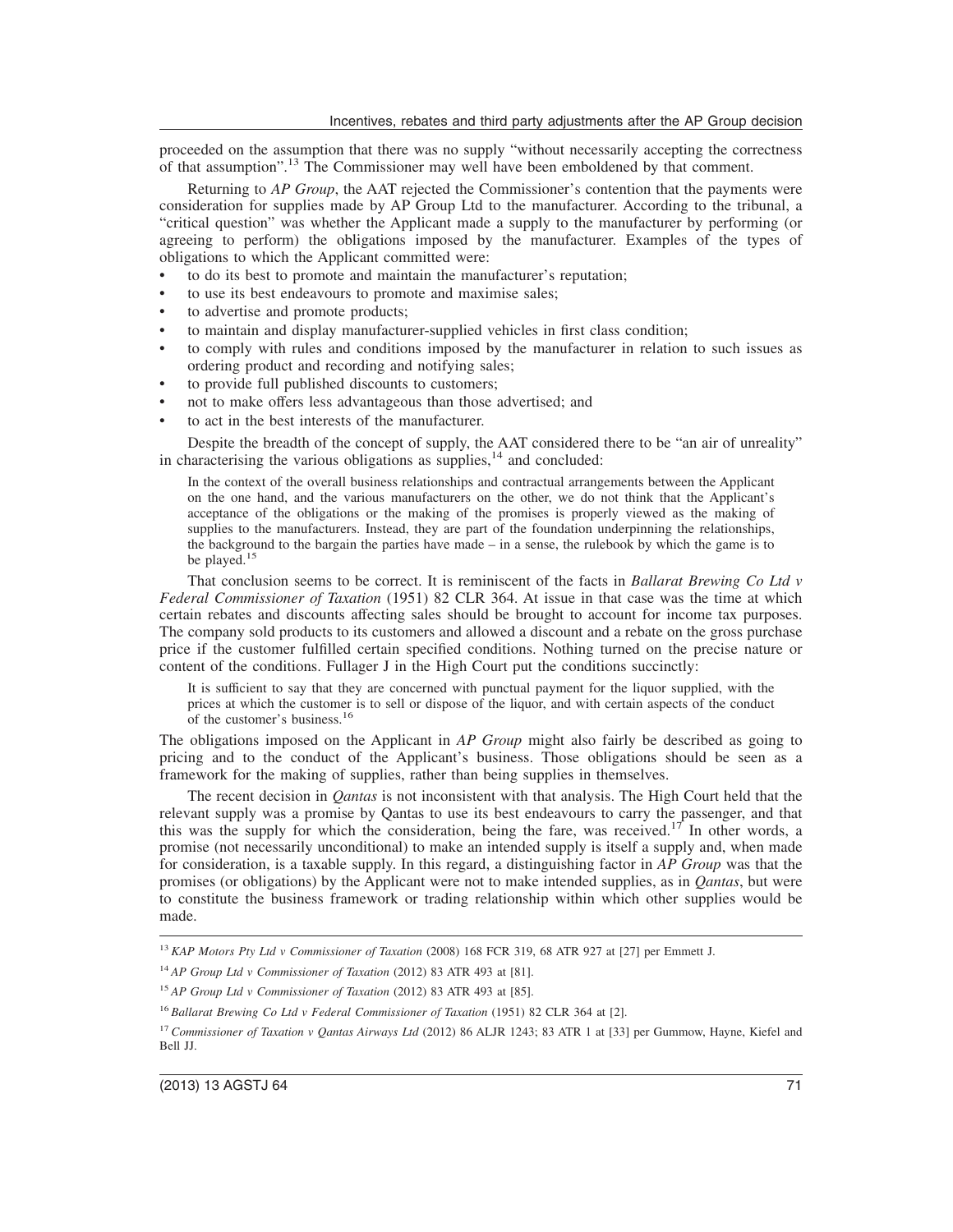proceeded on the assumption that there was no supply "without necessarily accepting the correctness of that assumption".[13] The Commissioner may well have been emboldened by that comment.

Returning to *AP Group*, the AAT rejected the Commissioner's contention that the payments were consideration for supplies made by AP Group Ltd to the manufacturer. According to the tribunal, a "critical question" was whether the Applicant made a supply to the manufacturer by performing (or agreeing to perform) the obligations imposed by the manufacturer. Examples of the types of obligations to which the Applicant committed were:

- to do its best to promote and maintain the manufacturer's reputation;
- to use its best endeavours to promote and maximise sales;
- to advertise and promote products;
- to maintain and display manufacturer-supplied vehicles in first class condition;
- to comply with rules and conditions imposed by the manufacturer in relation to such issues as ordering product and recording and notifying sales;
- to provide full published discounts to customers;
- not to make offers less advantageous than those advertised; and
- to act in the best interests of the manufacturer.

Despite the breadth of the concept of supply, the AAT considered there to be "an air of unreality" in characterising the various obligations as supplies,[14] and concluded:

> In the context of the overall business relationships and contractual arrangements between the Applicant on the one hand, and the various manufacturers on the other, we do not think that the Applicant's acceptance of the obligations or the making of the promises is properly viewed as the making of supplies to the manufacturers. Instead, they are part of the foundation underpinning the relationships, the background to the bargain the parties have made – in a sense, the rulebook by which the game is to be played.[15]

That conclusion seems to be correct. It is reminiscent of the facts in *Ballarat Brewing Co Ltd v Federal Commissioner of Taxation* (1951) 82 CLR 364. At issue in that case was the time at which certain rebates and discounts affecting sales should be brought to account for income tax purposes. The company sold products to its customers and allowed a discount and a rebate on the gross purchase price if the customer fulfilled certain specified conditions. Nothing turned on the precise nature or content of the conditions. Fullager J in the High Court put the conditions succinctly:

> It is sufficient to say that they are concerned with punctual payment for the liquor supplied, with the prices at which the customer is to sell or dispose of the liquor, and with certain aspects of the conduct of the customer's business.[16]

The obligations imposed on the Applicant in *AP Group* might also fairly be described as going to pricing and to the conduct of the Applicant's business. Those obligations should be seen as a framework for the making of supplies, rather than being supplies in themselves.

The recent decision in *Qantas* is not inconsistent with that analysis. The High Court held that the relevant supply was a promise by Qantas to use its best endeavours to carry the passenger, and that this was the supply for which the consideration, being the fare, was received.[17] In other words, a promise (not necessarily unconditional) to make an intended supply is itself a supply and, when made for consideration, is a taxable supply. In this regard, a distinguishing factor in *AP Group* was that the promises (or obligations) by the Applicant were not to make intended supplies, as in *Qantas*, but were to constitute the business framework or trading relationship within which other supplies would be made.

---

[13] *KAP Motors Pty Ltd v Commissioner of Taxation* (2008) 168 FCR 319, 68 ATR 927 at [27] per Emmett J.

[14] *AP Group Ltd v Commissioner of Taxation* (2012) 83 ATR 493 at [81].

[15] *AP Group Ltd v Commissioner of Taxation* (2012) 83 ATR 493 at [85].

[16] *Ballarat Brewing Co Ltd v Federal Commissioner of Taxation* (1951) 82 CLR 364 at [2].

[17] *Commissioner of Taxation v Qantas Airways Ltd* (2012) 86 ALJR 1243; 83 ATR 1 at [33] per Gummow, Hayne, Kiefel and Bell JJ.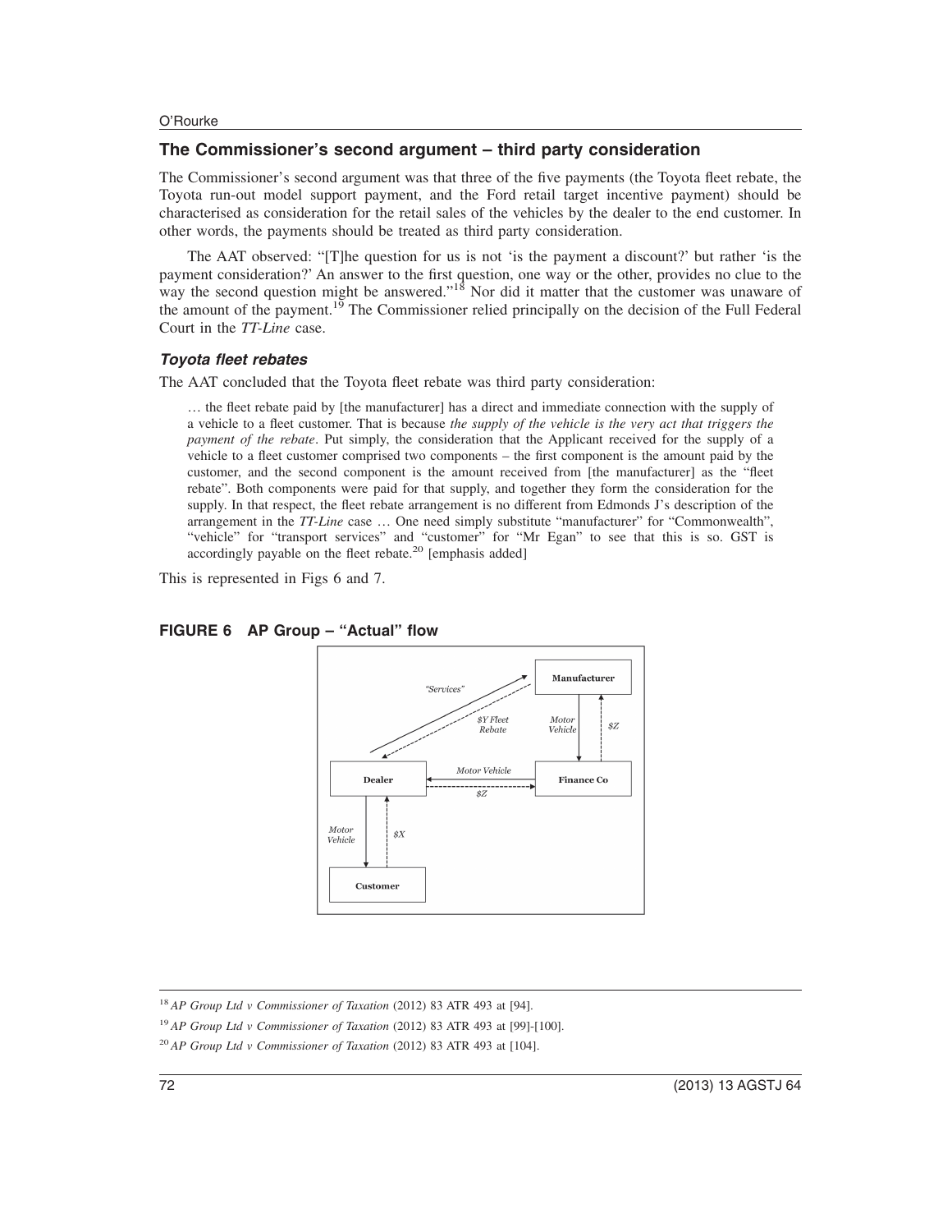## The Commissioner's second argument – third party consideration

The Commissioner's second argument was that three of the five payments (the Toyota fleet rebate, the Toyota run-out model support payment, and the Ford retail target incentive payment) should be characterised as consideration for the retail sales of the vehicles by the dealer to the end customer. In other words, the payments should be treated as third party consideration.

The AAT observed: "[T]he question for us is not 'is the payment a discount?' but rather 'is the payment consideration?' An answer to the first question, one way or the other, provides no clue to the way the second question might be answered."[18] Nor did it matter that the customer was unaware of the amount of the payment.[19] The Commissioner relied principally on the decision of the Full Federal Court in the *TT-Line* case.

### *Toyota fleet rebates*

The AAT concluded that the Toyota fleet rebate was third party consideration:

> … the fleet rebate paid by [the manufacturer] has a direct and immediate connection with the supply of a vehicle to a fleet customer. That is because *the supply of the vehicle is the very act that triggers the payment of the rebate*. Put simply, the consideration that the Applicant received for the supply of a vehicle to a fleet customer comprised two components – the first component is the amount paid by the customer, and the second component is the amount received from [the manufacturer] as the "fleet rebate". Both components were paid for that supply, and together they form the consideration for the supply. In that respect, the fleet rebate arrangement is no different from Edmonds J's description of the arrangement in the *TT-Line* case … One need simply substitute "manufacturer" for "Commonwealth", "vehicle" for "transport services" and "customer" for "Mr Egan" to see that this is so. GST is accordingly payable on the fleet rebate.[20] [emphasis added]

This is represented in Figs 6 and 7.

**FIGURE 6 AP Group – "Actual" flow**

Manufacturer
"Services"
$Y Fleet Rebate
Motor Vehicle
$Z
Dealer
Motor Vehicle
$Z
Finance Co
Motor Vehicle
$X
Customer

---

[18] *AP Group Ltd v Commissioner of Taxation* (2012) 83 ATR 493 at [94].

[19] *AP Group Ltd v Commissioner of Taxation* (2012) 83 ATR 493 at [99]-[100].

[20] *AP Group Ltd v Commissioner of Taxation* (2012) 83 ATR 493 at [104].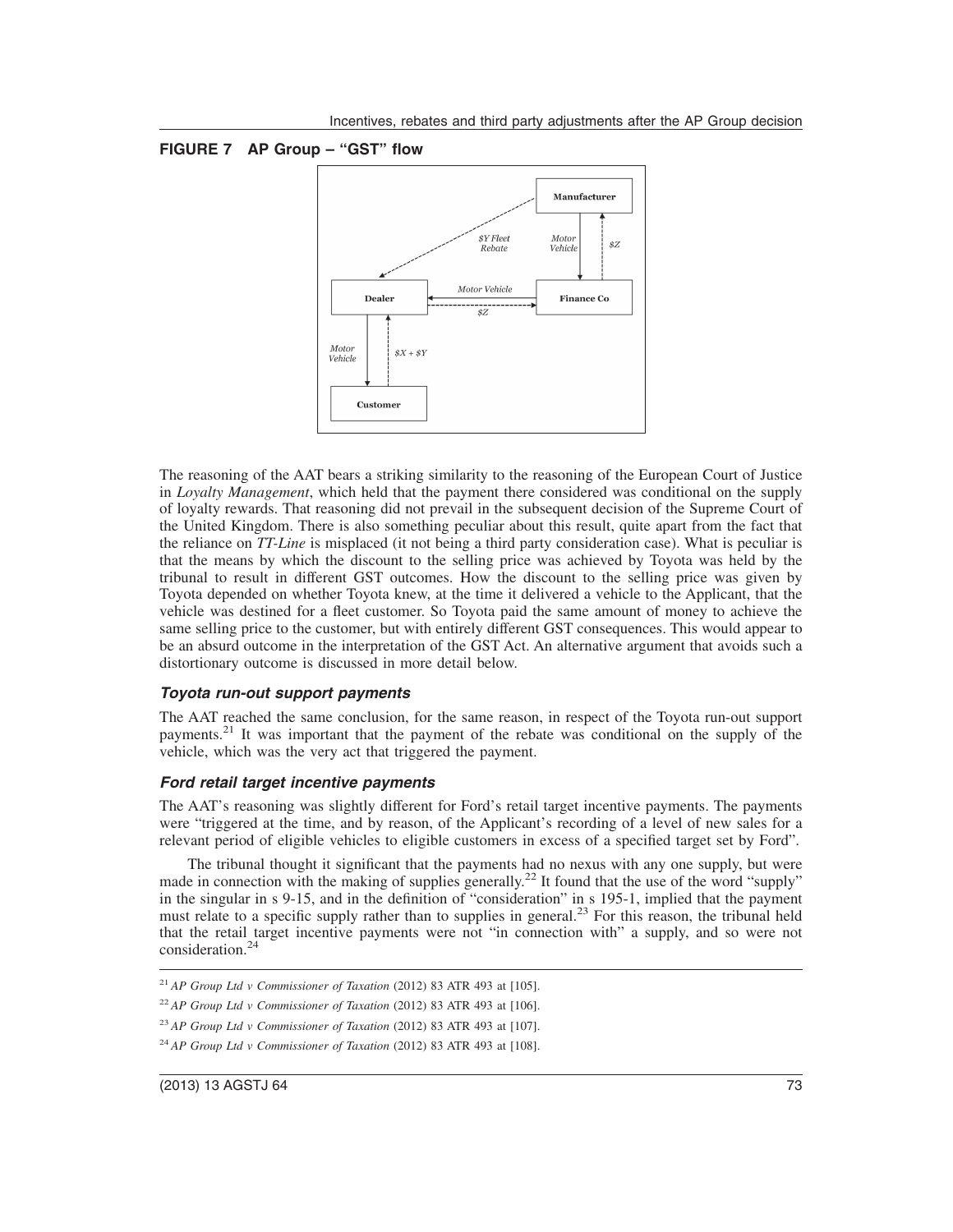**FIGURE 7 AP Group – "GST" flow**

Manufacturer

$Y Fleet Rebate

Motor Vehicle

$Z

Dealer

Motor Vehicle

$Z

Finance Co

Motor Vehicle

$X + $Y

Customer

The reasoning of the AAT bears a striking similarity to the reasoning of the European Court of Justice in *Loyalty Management*, which held that the payment there considered was conditional on the supply of loyalty rewards. That reasoning did not prevail in the subsequent decision of the Supreme Court of the United Kingdom. There is also something peculiar about this result, quite apart from the fact that the reliance on *TT-Line* is misplaced (it not being a third party consideration case). What is peculiar is that the means by which the discount to the selling price was achieved by Toyota was held by the tribunal to result in different GST outcomes. How the discount to the selling price was given by Toyota depended on whether Toyota knew, at the time it delivered a vehicle to the Applicant, that the vehicle was destined for a fleet customer. So Toyota paid the same amount of money to achieve the same selling price to the customer, but with entirely different GST consequences. This would appear to be an absurd outcome in the interpretation of the GST Act. An alternative argument that avoids such a distortionary outcome is discussed in more detail below.

### *Toyota run-out support payments*

The AAT reached the same conclusion, for the same reason, in respect of the Toyota run-out support payments.[21] It was important that the payment of the rebate was conditional on the supply of the vehicle, which was the very act that triggered the payment.

### *Ford retail target incentive payments*

The AAT's reasoning was slightly different for Ford's retail target incentive payments. The payments were "triggered at the time, and by reason, of the Applicant's recording of a level of new sales for a relevant period of eligible vehicles to eligible customers in excess of a specified target set by Ford".

The tribunal thought it significant that the payments had no nexus with any one supply, but were made in connection with the making of supplies generally.[22] It found that the use of the word "supply" in the singular in s 9-15, and in the definition of "consideration" in s 195-1, implied that the payment must relate to a specific supply rather than to supplies in general.[23] For this reason, the tribunal held that the retail target incentive payments were not "in connection with" a supply, and so were not consideration.[24]

---

[21] *AP Group Ltd v Commissioner of Taxation* (2012) 83 ATR 493 at [105].

[22] *AP Group Ltd v Commissioner of Taxation* (2012) 83 ATR 493 at [106].

[23] *AP Group Ltd v Commissioner of Taxation* (2012) 83 ATR 493 at [107].

[24] *AP Group Ltd v Commissioner of Taxation* (2012) 83 ATR 493 at [108].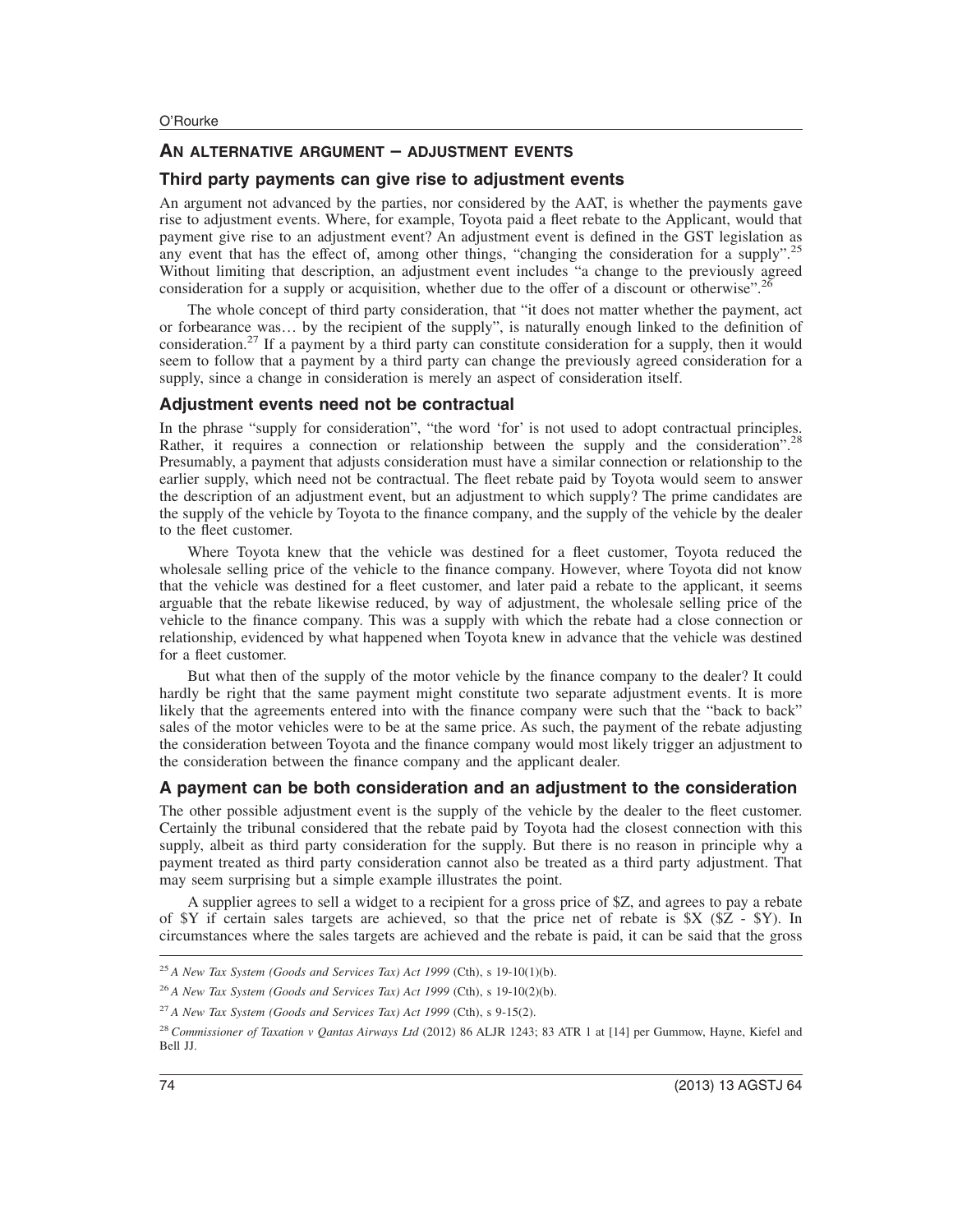## An alternative argument – adjustment events

### Third party payments can give rise to adjustment events

An argument not advanced by the parties, nor considered by the AAT, is whether the payments gave rise to adjustment events. Where, for example, Toyota paid a fleet rebate to the Applicant, would that payment give rise to an adjustment event? An adjustment event is defined in the GST legislation as any event that has the effect of, among other things, "changing the consideration for a supply".[25] Without limiting that description, an adjustment event includes "a change to the previously agreed consideration for a supply or acquisition, whether due to the offer of a discount or otherwise".[26]

The whole concept of third party consideration, that "it does not matter whether the payment, act or forbearance was… by the recipient of the supply", is naturally enough linked to the definition of consideration.[27] If a payment by a third party can constitute consideration for a supply, then it would seem to follow that a payment by a third party can change the previously agreed consideration for a supply, since a change in consideration is merely an aspect of consideration itself.

### Adjustment events need not be contractual

In the phrase "supply for consideration", "the word 'for' is not used to adopt contractual principles. Rather, it requires a connection or relationship between the supply and the consideration".[28] Presumably, a payment that adjusts consideration must have a similar connection or relationship to the earlier supply, which need not be contractual. The fleet rebate paid by Toyota would seem to answer the description of an adjustment event, but an adjustment to which supply? The prime candidates are the supply of the vehicle by Toyota to the finance company, and the supply of the vehicle by the dealer to the fleet customer.

Where Toyota knew that the vehicle was destined for a fleet customer, Toyota reduced the wholesale selling price of the vehicle to the finance company. However, where Toyota did not know that the vehicle was destined for a fleet customer, and later paid a rebate to the applicant, it seems arguable that the rebate likewise reduced, by way of adjustment, the wholesale selling price of the vehicle to the finance company. This was a supply with which the rebate had a close connection or relationship, evidenced by what happened when Toyota knew in advance that the vehicle was destined for a fleet customer.

But what then of the supply of the motor vehicle by the finance company to the dealer? It could hardly be right that the same payment might constitute two separate adjustment events. It is more likely that the agreements entered into with the finance company were such that the "back to back" sales of the motor vehicles were to be at the same price. As such, the payment of the rebate adjusting the consideration between Toyota and the finance company would most likely trigger an adjustment to the consideration between the finance company and the applicant dealer.

### A payment can be both consideration and an adjustment to the consideration

The other possible adjustment event is the supply of the vehicle by the dealer to the fleet customer. Certainly the tribunal considered that the rebate paid by Toyota had the closest connection with this supply, albeit as third party consideration for the supply. But there is no reason in principle why a payment treated as third party consideration cannot also be treated as a third party adjustment. That may seem surprising but a simple example illustrates the point.

A supplier agrees to sell a widget to a recipient for a gross price of $Z, and agrees to pay a rebate of $Y if certain sales targets are achieved, so that the price net of rebate is $X ($Z - $Y). In circumstances where the sales targets are achieved and the rebate is paid, it can be said that the gross

---

[25] *A New Tax System (Goods and Services Tax) Act 1999* (Cth), s 19-10(1)(b).

[26] *A New Tax System (Goods and Services Tax) Act 1999* (Cth), s 19-10(2)(b).

[27] *A New Tax System (Goods and Services Tax) Act 1999* (Cth), s 9-15(2).

[28] *Commissioner of Taxation v Qantas Airways Ltd* (2012) 86 ALJR 1243; 83 ATR 1 at [14] per Gummow, Hayne, Kiefel and Bell JJ.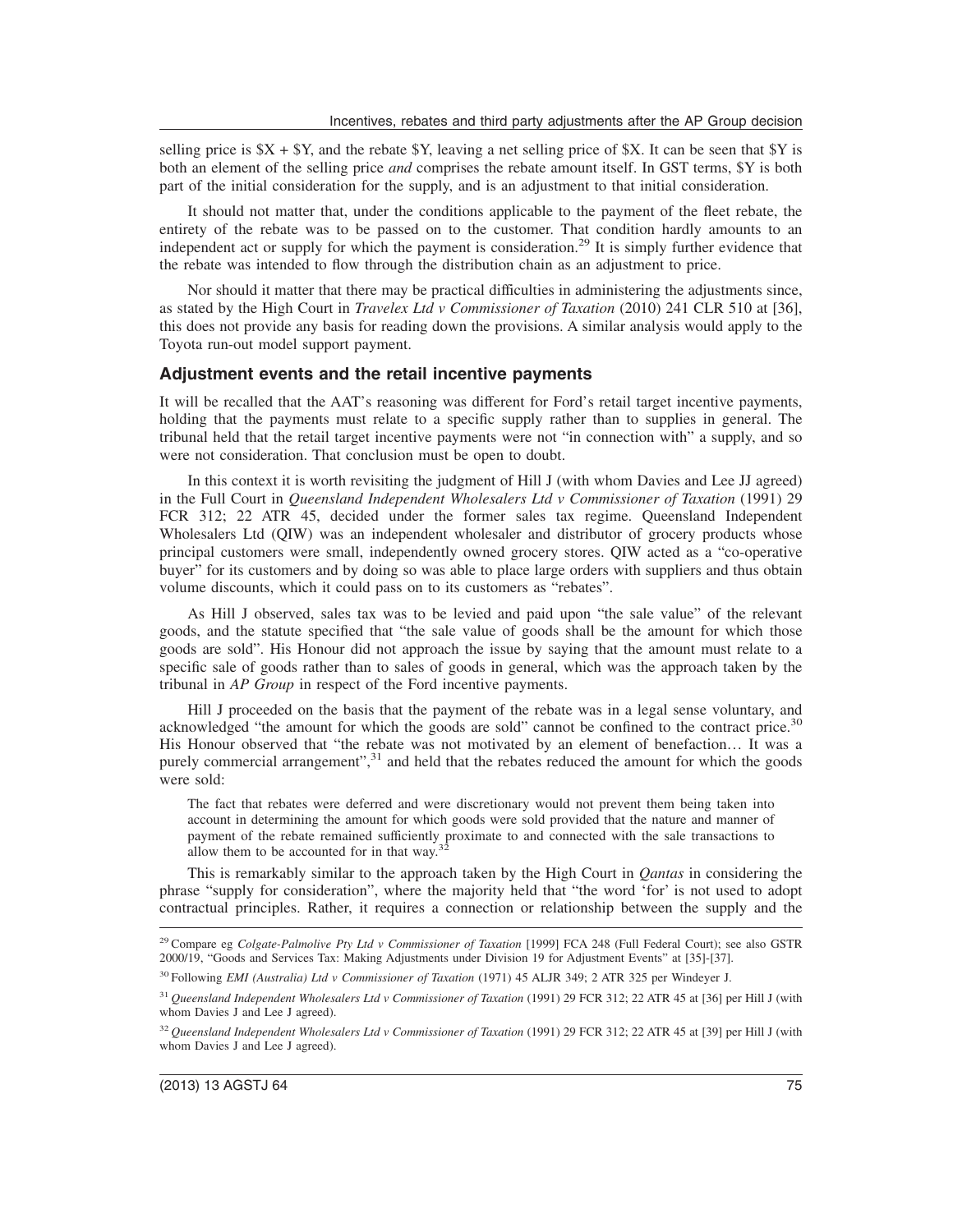selling price is \$X + \$Y, and the rebate \$Y, leaving a net selling price of \$X. It can be seen that \$Y is both an element of the selling price *and* comprises the rebate amount itself. In GST terms, \$Y is both part of the initial consideration for the supply, and is an adjustment to that initial consideration.

It should not matter that, under the conditions applicable to the payment of the fleet rebate, the entirety of the rebate was to be passed on to the customer. That condition hardly amounts to an independent act or supply for which the payment is consideration.[29] It is simply further evidence that the rebate was intended to flow through the distribution chain as an adjustment to price.

Nor should it matter that there may be practical difficulties in administering the adjustments since, as stated by the High Court in *Travelex Ltd v Commissioner of Taxation* (2010) 241 CLR 510 at [36], this does not provide any basis for reading down the provisions. A similar analysis would apply to the Toyota run-out model support payment.

### Adjustment events and the retail incentive payments

It will be recalled that the AAT's reasoning was different for Ford's retail target incentive payments, holding that the payments must relate to a specific supply rather than to supplies in general. The tribunal held that the retail target incentive payments were not "in connection with" a supply, and so were not consideration. That conclusion must be open to doubt.

In this context it is worth revisiting the judgment of Hill J (with whom Davies and Lee JJ agreed) in the Full Court in *Queensland Independent Wholesalers Ltd v Commissioner of Taxation* (1991) 29 FCR 312; 22 ATR 45, decided under the former sales tax regime. Queensland Independent Wholesalers Ltd (QIW) was an independent wholesaler and distributor of grocery products whose principal customers were small, independently owned grocery stores. QIW acted as a "co-operative buyer" for its customers and by doing so was able to place large orders with suppliers and thus obtain volume discounts, which it could pass on to its customers as "rebates".

As Hill J observed, sales tax was to be levied and paid upon "the sale value" of the relevant goods, and the statute specified that "the sale value of goods shall be the amount for which those goods are sold". His Honour did not approach the issue by saying that the amount must relate to a specific sale of goods rather than to sales of goods in general, which was the approach taken by the tribunal in *AP Group* in respect of the Ford incentive payments.

Hill J proceeded on the basis that the payment of the rebate was in a legal sense voluntary, and acknowledged "the amount for which the goods are sold" cannot be confined to the contract price.[30] His Honour observed that "the rebate was not motivated by an element of benefaction… It was a purely commercial arrangement",[31] and held that the rebates reduced the amount for which the goods were sold:

> The fact that rebates were deferred and were discretionary would not prevent them being taken into account in determining the amount for which goods were sold provided that the nature and manner of payment of the rebate remained sufficiently proximate to and connected with the sale transactions to allow them to be accounted for in that way.[32]

This is remarkably similar to the approach taken by the High Court in *Qantas* in considering the phrase "supply for consideration", where the majority held that "the word 'for' is not used to adopt contractual principles. Rather, it requires a connection or relationship between the supply and the

---

[29] Compare eg *Colgate-Palmolive Pty Ltd v Commissioner of Taxation* [1999] FCA 248 (Full Federal Court); see also GSTR 2000/19, "Goods and Services Tax: Making Adjustments under Division 19 for Adjustment Events" at [35]-[37].

[30] Following *EMI (Australia) Ltd v Commissioner of Taxation* (1971) 45 ALJR 349; 2 ATR 325 per Windeyer J.

[31] *Queensland Independent Wholesalers Ltd v Commissioner of Taxation* (1991) 29 FCR 312; 22 ATR 45 at [36] per Hill J (with whom Davies J and Lee J agreed).

[32] *Queensland Independent Wholesalers Ltd v Commissioner of Taxation* (1991) 29 FCR 312; 22 ATR 45 at [39] per Hill J (with whom Davies J and Lee J agreed).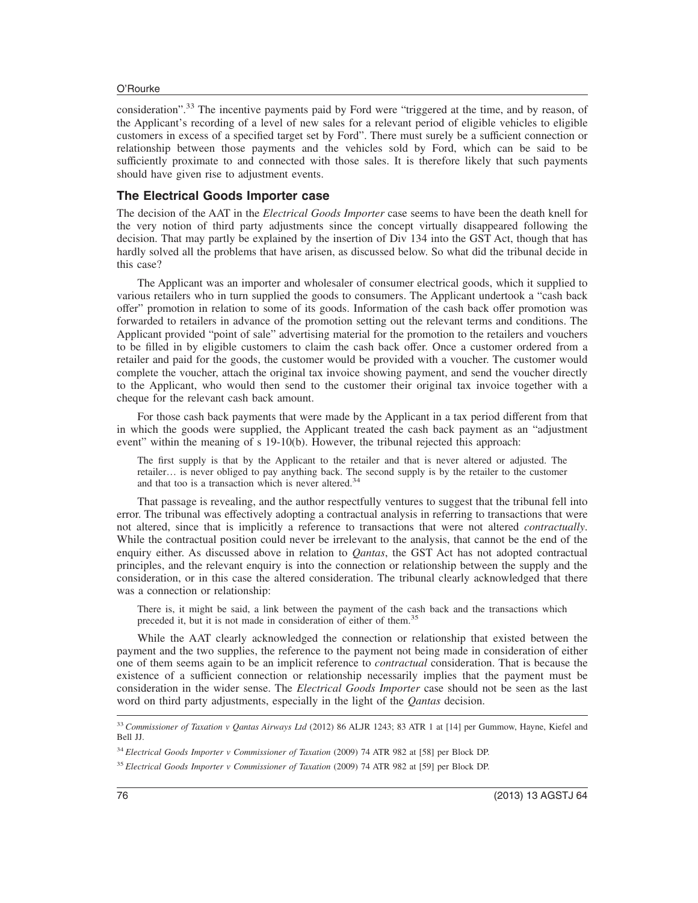consideration".[33] The incentive payments paid by Ford were "triggered at the time, and by reason, of the Applicant's recording of a level of new sales for a relevant period of eligible vehicles to eligible customers in excess of a specified target set by Ford". There must surely be a sufficient connection or relationship between those payments and the vehicles sold by Ford, which can be said to be sufficiently proximate to and connected with those sales. It is therefore likely that such payments should have given rise to adjustment events.

## The Electrical Goods Importer case

The decision of the AAT in the *Electrical Goods Importer* case seems to have been the death knell for the very notion of third party adjustments since the concept virtually disappeared following the decision. That may partly be explained by the insertion of Div 134 into the GST Act, though that has hardly solved all the problems that have arisen, as discussed below. So what did the tribunal decide in this case?

The Applicant was an importer and wholesaler of consumer electrical goods, which it supplied to various retailers who in turn supplied the goods to consumers. The Applicant undertook a "cash back offer" promotion in relation to some of its goods. Information of the cash back offer promotion was forwarded to retailers in advance of the promotion setting out the relevant terms and conditions. The Applicant provided "point of sale" advertising material for the promotion to the retailers and vouchers to be filled in by eligible customers to claim the cash back offer. Once a customer ordered from a retailer and paid for the goods, the customer would be provided with a voucher. The customer would complete the voucher, attach the original tax invoice showing payment, and send the voucher directly to the Applicant, who would then send to the customer their original tax invoice together with a cheque for the relevant cash back amount.

For those cash back payments that were made by the Applicant in a tax period different from that in which the goods were supplied, the Applicant treated the cash back payment as an "adjustment event" within the meaning of s 19-10(b). However, the tribunal rejected this approach:

> The first supply is that by the Applicant to the retailer and that is never altered or adjusted. The retailer… is never obliged to pay anything back. The second supply is by the retailer to the customer and that too is a transaction which is never altered.[34]

That passage is revealing, and the author respectfully ventures to suggest that the tribunal fell into error. The tribunal was effectively adopting a contractual analysis in referring to transactions that were not altered, since that is implicitly a reference to transactions that were not altered *contractually*. While the contractual position could never be irrelevant to the analysis, that cannot be the end of the enquiry either. As discussed above in relation to *Qantas*, the GST Act has not adopted contractual principles, and the relevant enquiry is into the connection or relationship between the supply and the consideration, or in this case the altered consideration. The tribunal clearly acknowledged that there was a connection or relationship:

> There is, it might be said, a link between the payment of the cash back and the transactions which preceded it, but it is not made in consideration of either of them.[35]

While the AAT clearly acknowledged the connection or relationship that existed between the payment and the two supplies, the reference to the payment not being made in consideration of either one of them seems again to be an implicit reference to *contractual* consideration. That is because the existence of a sufficient connection or relationship necessarily implies that the payment must be consideration in the wider sense. The *Electrical Goods Importer* case should not be seen as the last word on third party adjustments, especially in the light of the *Qantas* decision.

---

[33] *Commissioner of Taxation v Qantas Airways Ltd* (2012) 86 ALJR 1243; 83 ATR 1 at [14] per Gummow, Hayne, Kiefel and Bell JJ.

[34] *Electrical Goods Importer v Commissioner of Taxation* (2009) 74 ATR 982 at [58] per Block DP.

[35] *Electrical Goods Importer v Commissioner of Taxation* (2009) 74 ATR 982 at [59] per Block DP.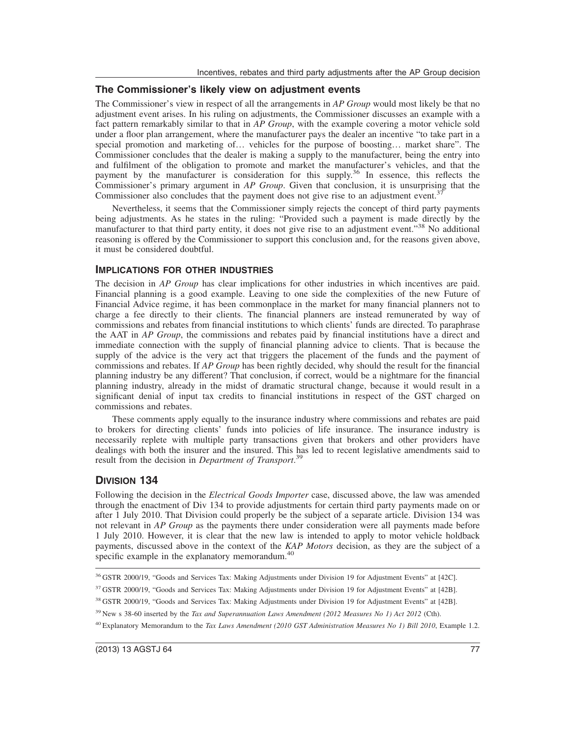## The Commissioner's likely view on adjustment events

The Commissioner's view in respect of all the arrangements in *AP Group* would most likely be that no adjustment event arises. In his ruling on adjustments, the Commissioner discusses an example with a fact pattern remarkably similar to that in *AP Group*, with the example covering a motor vehicle sold under a floor plan arrangement, where the manufacturer pays the dealer an incentive "to take part in a special promotion and marketing of… vehicles for the purpose of boosting… market share". The Commissioner concludes that the dealer is making a supply to the manufacturer, being the entry into and fulfilment of the obligation to promote and market the manufacturer's vehicles, and that the payment by the manufacturer is consideration for this supply.[36] In essence, this reflects the Commissioner's primary argument in *AP Group*. Given that conclusion, it is unsurprising that the Commissioner also concludes that the payment does not give rise to an adjustment event.[37]

Nevertheless, it seems that the Commissioner simply rejects the concept of third party payments being adjustments. As he states in the ruling: "Provided such a payment is made directly by the manufacturer to that third party entity, it does not give rise to an adjustment event."[38] No additional reasoning is offered by the Commissioner to support this conclusion and, for the reasons given above, it must be considered doubtful.

### IMPLICATIONS FOR OTHER INDUSTRIES

The decision in *AP Group* has clear implications for other industries in which incentives are paid. Financial planning is a good example. Leaving to one side the complexities of the new Future of Financial Advice regime, it has been commonplace in the market for many financial planners not to charge a fee directly to their clients. The financial planners are instead remunerated by way of commissions and rebates from financial institutions to which clients' funds are directed. To paraphrase the AAT in *AP Group*, the commissions and rebates paid by financial institutions have a direct and immediate connection with the supply of financial planning advice to clients. That is because the supply of the advice is the very act that triggers the placement of the funds and the payment of commissions and rebates. If *AP Group* has been rightly decided, why should the result for the financial planning industry be any different? That conclusion, if correct, would be a nightmare for the financial planning industry, already in the midst of dramatic structural change, because it would result in a significant denial of input tax credits to financial institutions in respect of the GST charged on commissions and rebates.

These comments apply equally to the insurance industry where commissions and rebates are paid to brokers for directing clients' funds into policies of life insurance. The insurance industry is necessarily replete with multiple party transactions given that brokers and other providers have dealings with both the insurer and the insured. This has led to recent legislative amendments said to result from the decision in *Department of Transport*.[39]

## DIVISION 134

Following the decision in the *Electrical Goods Importer* case, discussed above, the law was amended through the enactment of Div 134 to provide adjustments for certain third party payments made on or after 1 July 2010. That Division could properly be the subject of a separate article. Division 134 was not relevant in *AP Group* as the payments there under consideration were all payments made before 1 July 2010. However, it is clear that the new law is intended to apply to motor vehicle holdback payments, discussed above in the context of the *KAP Motors* decision, as they are the subject of a specific example in the explanatory memorandum.[40]

---

[36] GSTR 2000/19, "Goods and Services Tax: Making Adjustments under Division 19 for Adjustment Events" at [42C].

[37] GSTR 2000/19, "Goods and Services Tax: Making Adjustments under Division 19 for Adjustment Events" at [42B].

[38] GSTR 2000/19, "Goods and Services Tax: Making Adjustments under Division 19 for Adjustment Events" at [42B].

[39] New s 38-60 inserted by the *Tax and Superannuation Laws Amendment (2012 Measures No 1) Act 2012* (Cth).

[40] Explanatory Memorandum to the *Tax Laws Amendment (2010 GST Administration Measures No 1) Bill 2010*, Example 1.2.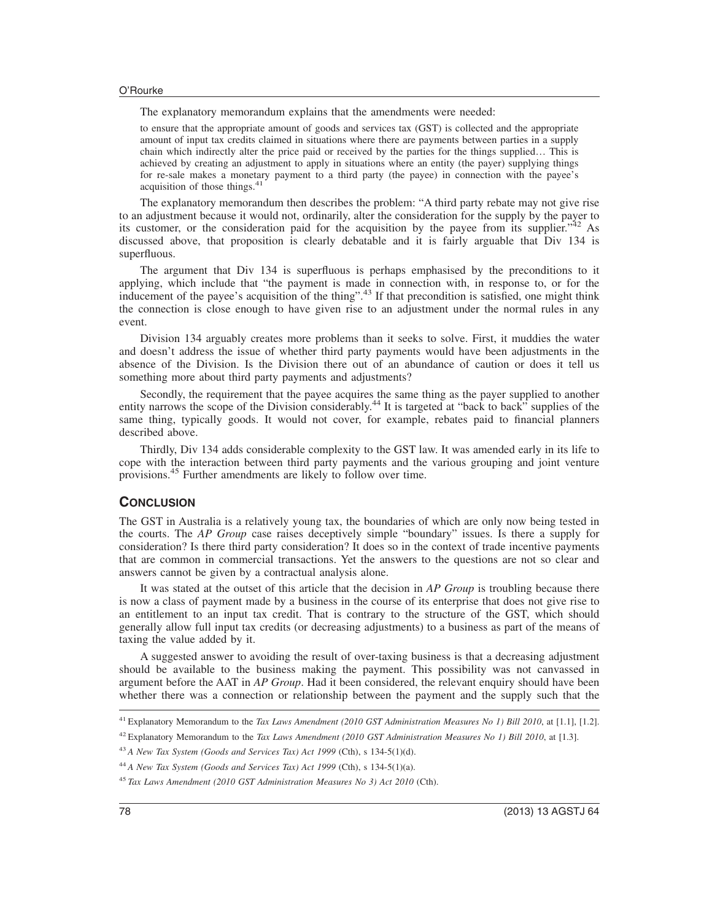The explanatory memorandum explains that the amendments were needed:

> to ensure that the appropriate amount of goods and services tax (GST) is collected and the appropriate amount of input tax credits claimed in situations where there are payments between parties in a supply chain which indirectly alter the price paid or received by the parties for the things supplied… This is achieved by creating an adjustment to apply in situations where an entity (the payer) supplying things for re-sale makes a monetary payment to a third party (the payee) in connection with the payee's acquisition of those things.[41]

The explanatory memorandum then describes the problem: "A third party rebate may not give rise to an adjustment because it would not, ordinarily, alter the consideration for the supply by the payer to its customer, or the consideration paid for the acquisition by the payee from its supplier."[42] As discussed above, that proposition is clearly debatable and it is fairly arguable that Div 134 is superfluous.

The argument that Div 134 is superfluous is perhaps emphasised by the preconditions to it applying, which include that "the payment is made in connection with, in response to, or for the inducement of the payee's acquisition of the thing".[43] If that precondition is satisfied, one might think the connection is close enough to have given rise to an adjustment under the normal rules in any event.

Division 134 arguably creates more problems than it seeks to solve. First, it muddies the water and doesn't address the issue of whether third party payments would have been adjustments in the absence of the Division. Is the Division there out of an abundance of caution or does it tell us something more about third party payments and adjustments?

Secondly, the requirement that the payee acquires the same thing as the payer supplied to another entity narrows the scope of the Division considerably.[44] It is targeted at "back to back" supplies of the same thing, typically goods. It would not cover, for example, rebates paid to financial planners described above.

Thirdly, Div 134 adds considerable complexity to the GST law. It was amended early in its life to cope with the interaction between third party payments and the various grouping and joint venture provisions.[45] Further amendments are likely to follow over time.

## CONCLUSION

The GST in Australia is a relatively young tax, the boundaries of which are only now being tested in the courts. The *AP Group* case raises deceptively simple "boundary" issues. Is there a supply for consideration? Is there third party consideration? It does so in the context of trade incentive payments that are common in commercial transactions. Yet the answers to the questions are not so clear and answers cannot be given by a contractual analysis alone.

It was stated at the outset of this article that the decision in *AP Group* is troubling because there is now a class of payment made by a business in the course of its enterprise that does not give rise to an entitlement to an input tax credit. That is contrary to the structure of the GST, which should generally allow full input tax credits (or decreasing adjustments) to a business as part of the means of taxing the value added by it.

A suggested answer to avoiding the result of over-taxing business is that a decreasing adjustment should be available to the business making the payment. This possibility was not canvassed in argument before the AAT in *AP Group*. Had it been considered, the relevant enquiry should have been whether there was a connection or relationship between the payment and the supply such that the

---

[41] Explanatory Memorandum to the *Tax Laws Amendment (2010 GST Administration Measures No 1) Bill 2010*, at [1.1], [1.2].

[42] Explanatory Memorandum to the *Tax Laws Amendment (2010 GST Administration Measures No 1) Bill 2010*, at [1.3].

[43] *A New Tax System (Goods and Services Tax) Act 1999* (Cth), s 134-5(1)(d).

[44] *A New Tax System (Goods and Services Tax) Act 1999* (Cth), s 134-5(1)(a).

[45] *Tax Laws Amendment (2010 GST Administration Measures No 3) Act 2010* (Cth).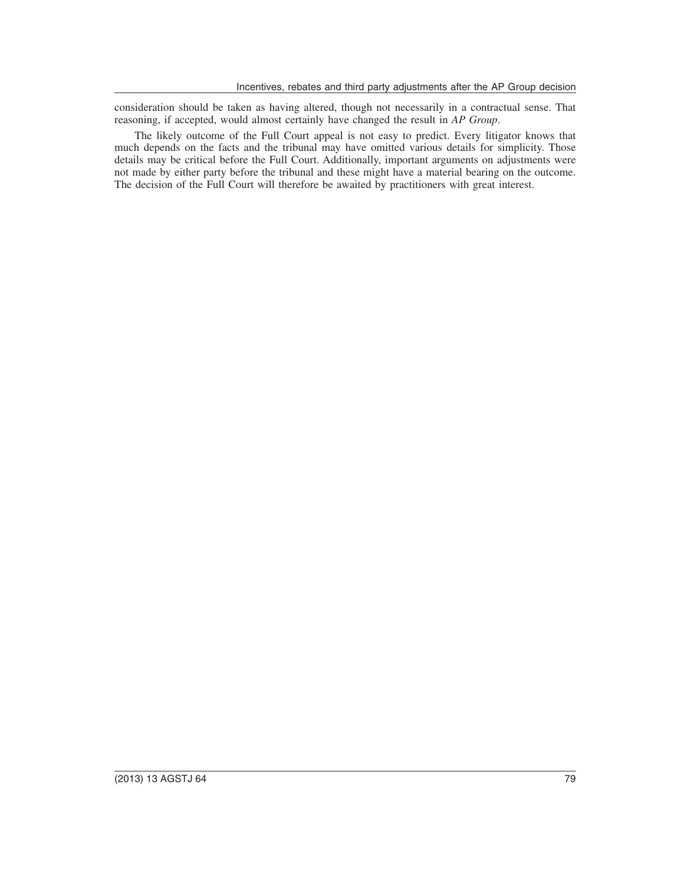consideration should be taken as having altered, though not necessarily in a contractual sense. That reasoning, if accepted, would almost certainly have changed the result in *AP Group*.

The likely outcome of the Full Court appeal is not easy to predict. Every litigator knows that much depends on the facts and the tribunal may have omitted various details for simplicity. Those details may be critical before the Full Court. Additionally, important arguments on adjustments were not made by either party before the tribunal and these might have a material bearing on the outcome. The decision of the Full Court will therefore be awaited by practitioners with great interest.